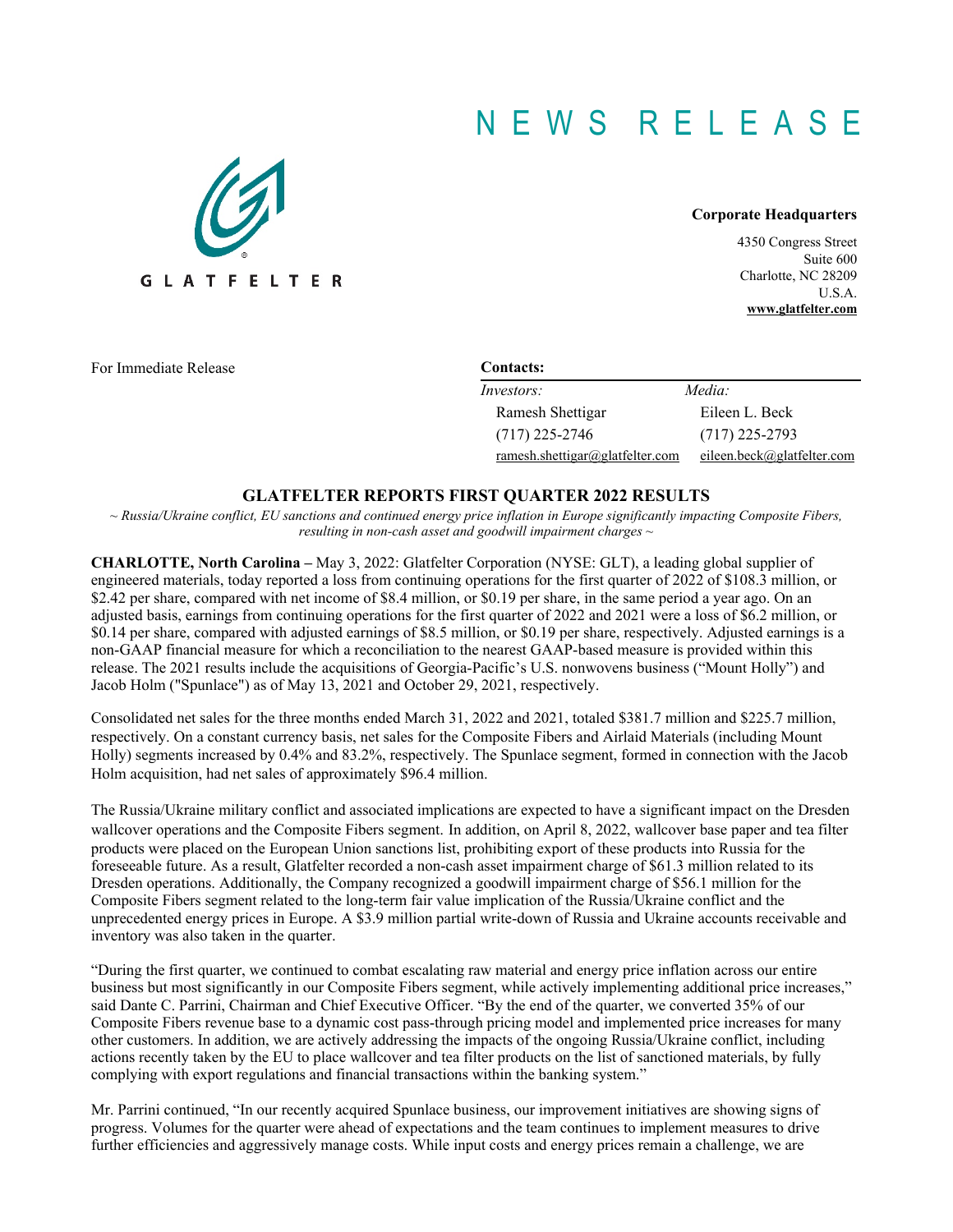# NEWS RELEASE

GLATFELTER

**Corporate Headquarters**

4350 Congress Street
Suite 600
Charlotte, NC 28209
U.S.A.
**www.glatfelter.com**

For Immediate Release

**Contacts:**

| *Investors:* | *Media:* |
|---|---|
| Ramesh Shettigar | Eileen L. Beck |
| (717) 225-2746 | (717) 225-2793 |
| ramesh.shettigar@glatfelter.com | eileen.beck@glatfelter.com |

## GLATFELTER REPORTS FIRST QUARTER 2022 RESULTS

*~ Russia/Ukraine conflict, EU sanctions and continued energy price inflation in Europe significantly impacting Composite Fibers, resulting in non-cash asset and goodwill impairment charges ~*

**CHARLOTTE, North Carolina –** May 3, 2022: Glatfelter Corporation (NYSE: GLT), a leading global supplier of engineered materials, today reported a loss from continuing operations for the first quarter of 2022 of $108.3 million, or $2.42 per share, compared with net income of $8.4 million, or $0.19 per share, in the same period a year ago. On an adjusted basis, earnings from continuing operations for the first quarter of 2022 and 2021 were a loss of $6.2 million, or $0.14 per share, compared with adjusted earnings of $8.5 million, or $0.19 per share, respectively. Adjusted earnings is a non-GAAP financial measure for which a reconciliation to the nearest GAAP-based measure is provided within this release. The 2021 results include the acquisitions of Georgia-Pacific's U.S. nonwovens business ("Mount Holly") and Jacob Holm ("Spunlace") as of May 13, 2021 and October 29, 2021, respectively.

Consolidated net sales for the three months ended March 31, 2022 and 2021, totaled $381.7 million and $225.7 million, respectively. On a constant currency basis, net sales for the Composite Fibers and Airlaid Materials (including Mount Holly) segments increased by 0.4% and 83.2%, respectively. The Spunlace segment, formed in connection with the Jacob Holm acquisition, had net sales of approximately $96.4 million.

The Russia/Ukraine military conflict and associated implications are expected to have a significant impact on the Dresden wallcover operations and the Composite Fibers segment. In addition, on April 8, 2022, wallcover base paper and tea filter products were placed on the European Union sanctions list, prohibiting export of these products into Russia for the foreseeable future. As a result, Glatfelter recorded a non-cash asset impairment charge of $61.3 million related to its Dresden operations. Additionally, the Company recognized a goodwill impairment charge of $56.1 million for the Composite Fibers segment related to the long-term fair value implication of the Russia/Ukraine conflict and the unprecedented energy prices in Europe. A $3.9 million partial write-down of Russia and Ukraine accounts receivable and inventory was also taken in the quarter.

"During the first quarter, we continued to combat escalating raw material and energy price inflation across our entire business but most significantly in our Composite Fibers segment, while actively implementing additional price increases," said Dante C. Parrini, Chairman and Chief Executive Officer. "By the end of the quarter, we converted 35% of our Composite Fibers revenue base to a dynamic cost pass-through pricing model and implemented price increases for many other customers. In addition, we are actively addressing the impacts of the ongoing Russia/Ukraine conflict, including actions recently taken by the EU to place wallcover and tea filter products on the list of sanctioned materials, by fully complying with export regulations and financial transactions within the banking system."

Mr. Parrini continued, "In our recently acquired Spunlace business, our improvement initiatives are showing signs of progress. Volumes for the quarter were ahead of expectations and the team continues to implement measures to drive further efficiencies and aggressively manage costs. While input costs and energy prices remain a challenge, we are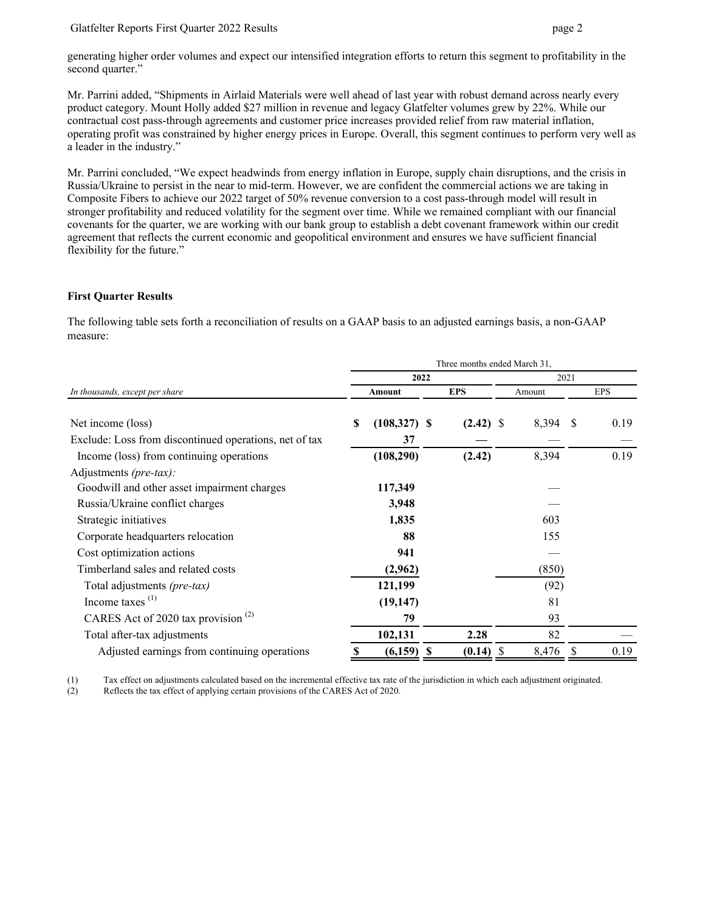generating higher order volumes and expect our intensified integration efforts to return this segment to profitability in the second quarter."

Mr. Parrini added, "Shipments in Airlaid Materials were well ahead of last year with robust demand across nearly every product category. Mount Holly added $27 million in revenue and legacy Glatfelter volumes grew by 22%. While our contractual cost pass-through agreements and customer price increases provided relief from raw material inflation, operating profit was constrained by higher energy prices in Europe. Overall, this segment continues to perform very well as a leader in the industry."

Mr. Parrini concluded, "We expect headwinds from energy inflation in Europe, supply chain disruptions, and the crisis in Russia/Ukraine to persist in the near to mid-term. However, we are confident the commercial actions we are taking in Composite Fibers to achieve our 2022 target of 50% revenue conversion to a cost pass-through model will result in stronger profitability and reduced volatility for the segment over time. While we remained compliant with our financial covenants for the quarter, we are working with our bank group to establish a debt covenant framework within our credit agreement that reflects the current economic and geopolitical environment and ensures we have sufficient financial flexibility for the future."

**First Quarter Results**

The following table sets forth a reconciliation of results on a GAAP basis to an adjusted earnings basis, a non-GAAP measure:

| | Three months ended March 31, | | | |
|---|---|---|---|---|
| | **2022** | | 2021 | |
| *In thousands, except per share* | **Amount** | **EPS** | Amount | EPS |
| Net income (loss) | **$ (108,327)** | **$ (2.42)** | $ 8,394 | $ 0.19 |
| Exclude: Loss from discontinued operations, net of tax | **37** | **—** | — | — |
| Income (loss) from continuing operations | **(108,290)** | **(2.42)** | 8,394 | 0.19 |
| Adjustments *(pre-tax)*: | | | | |
| Goodwill and other asset impairment charges | **117,349** | | — | |
| Russia/Ukraine conflict charges | **3,948** | | — | |
| Strategic initiatives | **1,835** | | 603 | |
| Corporate headquarters relocation | **88** | | 155 | |
| Cost optimization actions | **941** | | — | |
| Timberland sales and related costs | **(2,962)** | | (850) | |
| Total adjustments *(pre-tax)* | **121,199** | | (92) | |
| Income taxes [1] | **(19,147)** | | 81 | |
| CARES Act of 2020 tax provision [2] | **79** | | 93 | |
| Total after-tax adjustments | **102,131** | **2.28** | 82 | — |
| Adjusted earnings from continuing operations | **$ (6,159)** | **$ (0.14)** | $ 8,476 | $ 0.19 |

(1) Tax effect on adjustments calculated based on the incremental effective tax rate of the jurisdiction in which each adjustment originated.

(2) Reflects the tax effect of applying certain provisions of the CARES Act of 2020.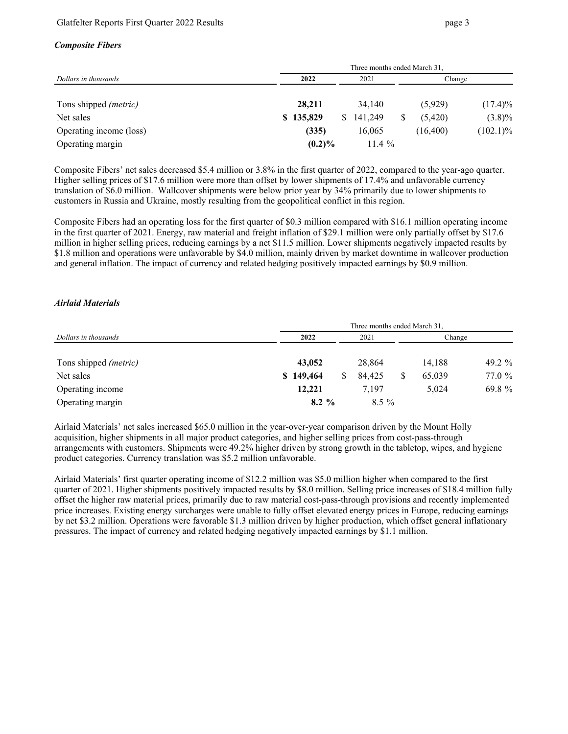### *Composite Fibers*

| *Dollars in thousands* | Three months ended March 31, | | | |
|---|---|---|---|---|
| | **2022** | 2021 | Change | |
| Tons shipped *(metric)* | **28,211** | 34,140 | (5,929) | (17.4)% |
| Net sales | **$ 135,829** | $ 141,249 | $ (5,420) | (3.8)% |
| Operating income (loss) | **(335)** | 16,065 | (16,400) | (102.1)% |
| Operating margin | **(0.2)%** | 11.4 % | | |

Composite Fibers' net sales decreased $5.4 million or 3.8% in the first quarter of 2022, compared to the year-ago quarter. Higher selling prices of $17.6 million were more than offset by lower shipments of 17.4% and unfavorable currency translation of $6.0 million. Wallcover shipments were below prior year by 34% primarily due to lower shipments to customers in Russia and Ukraine, mostly resulting from the geopolitical conflict in this region.

Composite Fibers had an operating loss for the first quarter of $0.3 million compared with $16.1 million operating income in the first quarter of 2021. Energy, raw material and freight inflation of $29.1 million were only partially offset by $17.6 million in higher selling prices, reducing earnings by a net $11.5 million. Lower shipments negatively impacted results by $1.8 million and operations were unfavorable by $4.0 million, mainly driven by market downtime in wallcover production and general inflation. The impact of currency and related hedging positively impacted earnings by $0.9 million.

### *Airlaid Materials*

| *Dollars in thousands* | Three months ended March 31, | | | |
|---|---|---|---|---|
| | **2022** | 2021 | Change | |
| Tons shipped *(metric)* | **43,052** | 28,864 | 14,188 | 49.2 % |
| Net sales | **$ 149,464** | $ 84,425 | $ 65,039 | 77.0 % |
| Operating income | **12,221** | 7,197 | 5,024 | 69.8 % |
| Operating margin | **8.2 %** | 8.5 % | | |

Airlaid Materials' net sales increased $65.0 million in the year-over-year comparison driven by the Mount Holly acquisition, higher shipments in all major product categories, and higher selling prices from cost-pass-through arrangements with customers. Shipments were 49.2% higher driven by strong growth in the tabletop, wipes, and hygiene product categories. Currency translation was $5.2 million unfavorable.

Airlaid Materials' first quarter operating income of $12.2 million was $5.0 million higher when compared to the first quarter of 2021. Higher shipments positively impacted results by $8.0 million. Selling price increases of $18.4 million fully offset the higher raw material prices, primarily due to raw material cost-pass-through provisions and recently implemented price increases. Existing energy surcharges were unable to fully offset elevated energy prices in Europe, reducing earnings by net $3.2 million. Operations were favorable $1.3 million driven by higher production, which offset general inflationary pressures. The impact of currency and related hedging negatively impacted earnings by $1.1 million.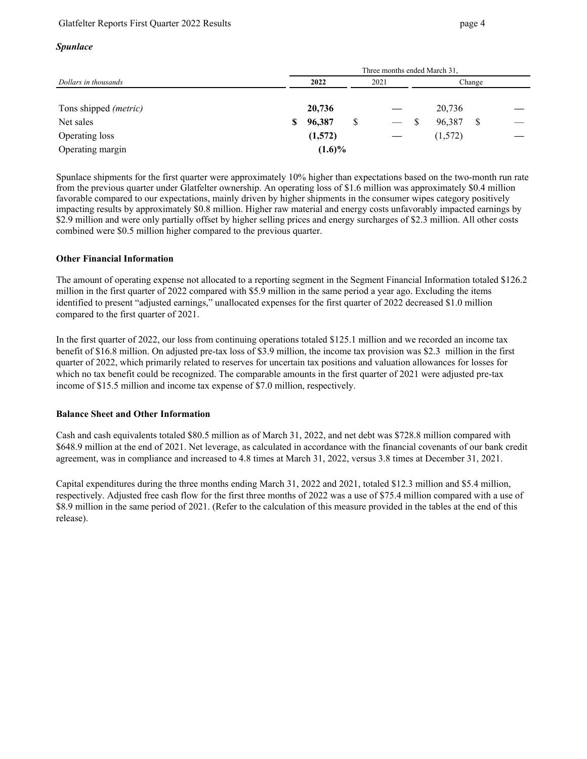### *Spunlace*

| *Dollars in thousands* | Three months ended March 31, | | | |
|---|---|---|---|---|
| | **2022** | 2021 | Change | |
| Tons shipped *(metric)* | **20,736** | — | 20,736 | — |
| Net sales | **$ 96,387** | $ — | $ 96,387 | $ — |
| Operating loss | **(1,572)** | — | (1,572) | — |
| Operating margin | **(1.6)%** | | | |

Spunlace shipments for the first quarter were approximately 10% higher than expectations based on the two-month run rate from the previous quarter under Glatfelter ownership. An operating loss of $1.6 million was approximately $0.4 million favorable compared to our expectations, mainly driven by higher shipments in the consumer wipes category positively impacting results by approximately $0.8 million. Higher raw material and energy costs unfavorably impacted earnings by $2.9 million and were only partially offset by higher selling prices and energy surcharges of $2.3 million. All other costs combined were $0.5 million higher compared to the previous quarter.

**Other Financial Information**

The amount of operating expense not allocated to a reporting segment in the Segment Financial Information totaled $126.2 million in the first quarter of 2022 compared with $5.9 million in the same period a year ago. Excluding the items identified to present "adjusted earnings," unallocated expenses for the first quarter of 2022 decreased $1.0 million compared to the first quarter of 2021.

In the first quarter of 2022, our loss from continuing operations totaled $125.1 million and we recorded an income tax benefit of $16.8 million. On adjusted pre-tax loss of $3.9 million, the income tax provision was $2.3 million in the first quarter of 2022, which primarily related to reserves for uncertain tax positions and valuation allowances for losses for which no tax benefit could be recognized. The comparable amounts in the first quarter of 2021 were adjusted pre-tax income of $15.5 million and income tax expense of $7.0 million, respectively.

**Balance Sheet and Other Information**

Cash and cash equivalents totaled $80.5 million as of March 31, 2022, and net debt was $728.8 million compared with $648.9 million at the end of 2021. Net leverage, as calculated in accordance with the financial covenants of our bank credit agreement, was in compliance and increased to 4.8 times at March 31, 2022, versus 3.8 times at December 31, 2021.

Capital expenditures during the three months ending March 31, 2022 and 2021, totaled $12.3 million and $5.4 million, respectively. Adjusted free cash flow for the first three months of 2022 was a use of $75.4 million compared with a use of $8.9 million in the same period of 2021. (Refer to the calculation of this measure provided in the tables at the end of this release).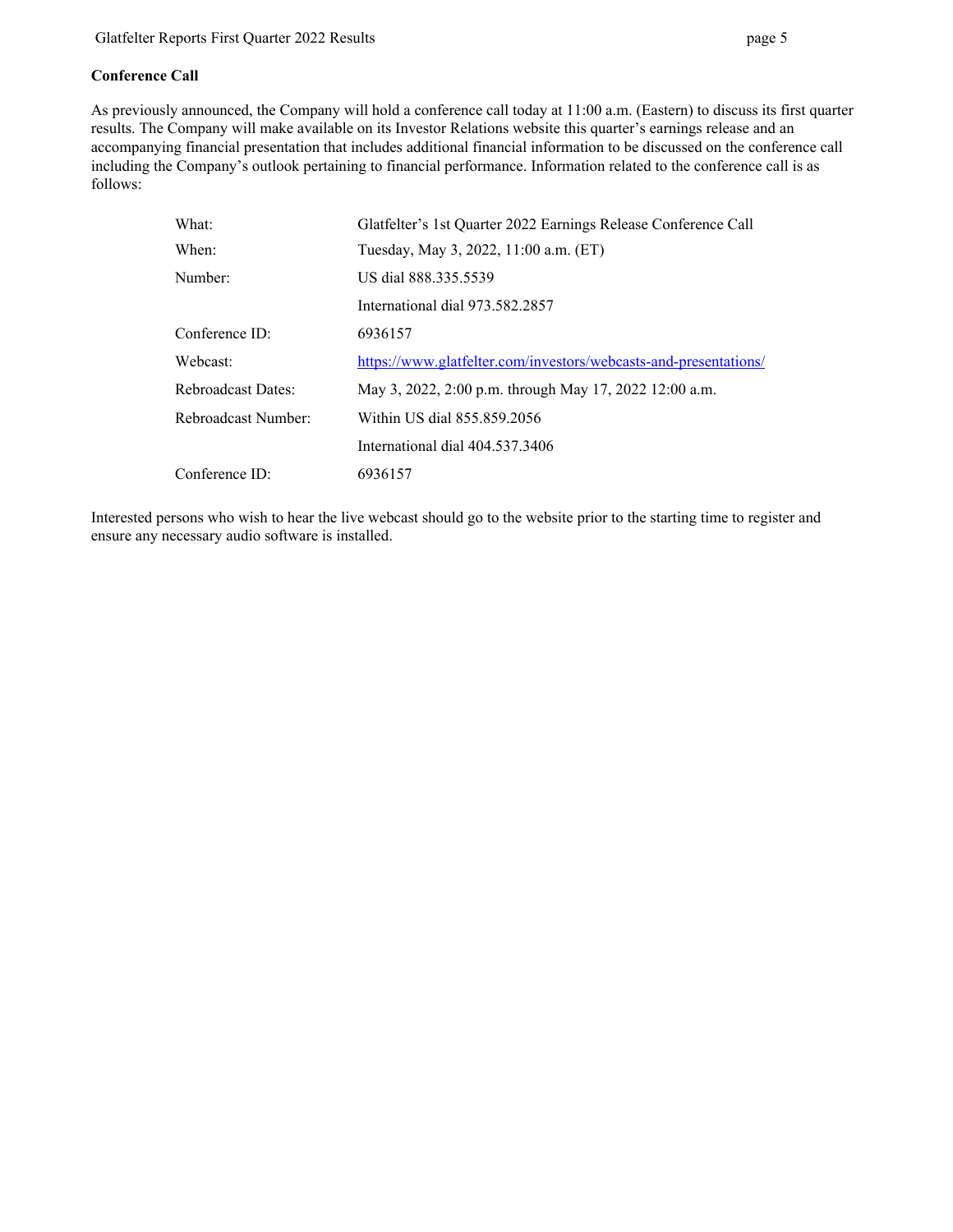**Conference Call**

As previously announced, the Company will hold a conference call today at 11:00 a.m. (Eastern) to discuss its first quarter results. The Company will make available on its Investor Relations website this quarter's earnings release and an accompanying financial presentation that includes additional financial information to be discussed on the conference call including the Company's outlook pertaining to financial performance. Information related to the conference call is as follows:

| | |
|---|---|
| What: | Glatfelter's 1st Quarter 2022 Earnings Release Conference Call |
| When: | Tuesday, May 3, 2022, 11:00 a.m. (ET) |
| Number: | US dial 888.335.5539 |
| | International dial 973.582.2857 |
| Conference ID: | 6936157 |
| Webcast: | https://www.glatfelter.com/investors/webcasts-and-presentations/ |
| Rebroadcast Dates: | May 3, 2022, 2:00 p.m. through May 17, 2022 12:00 a.m. |
| Rebroadcast Number: | Within US dial 855.859.2056 |
| | International dial 404.537.3406 |
| Conference ID: | 6936157 |

Interested persons who wish to hear the live webcast should go to the website prior to the starting time to register and ensure any necessary audio software is installed.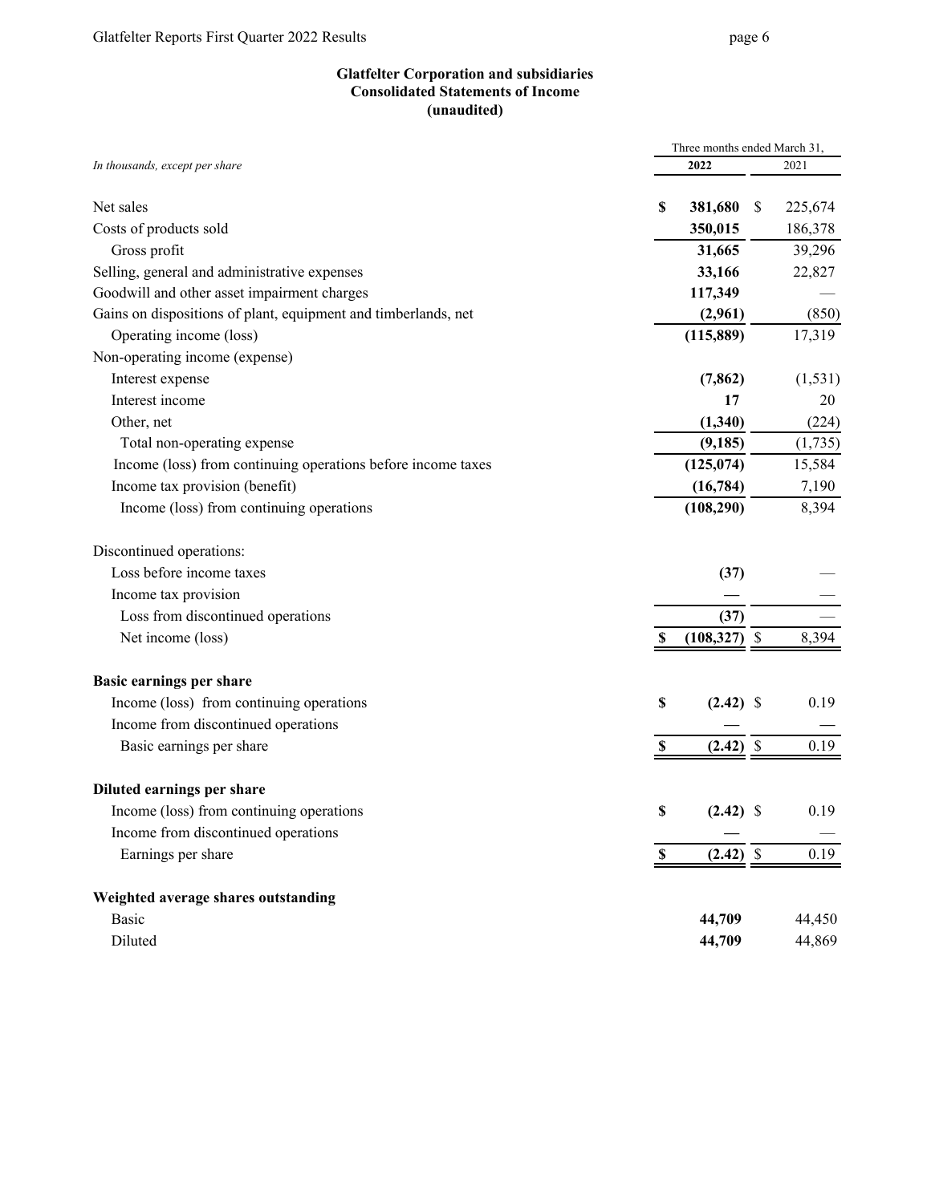**Glatfelter Corporation and subsidiaries**
**Consolidated Statements of Income**
**(unaudited)**

| *In thousands, except per share* | Three months ended March 31, 2022 | 2021 |
|---|---|---|
| Net sales | **$ 381,680** | $ 225,674 |
| Costs of products sold | **350,015** | 186,378 |
| Gross profit | **31,665** | 39,296 |
| Selling, general and administrative expenses | **33,166** | 22,827 |
| Goodwill and other asset impairment charges | **117,349** | — |
| Gains on dispositions of plant, equipment and timberlands, net | **(2,961)** | (850) |
| Operating income (loss) | **(115,889)** | 17,319 |
| Non-operating income (expense) | | |
| Interest expense | **(7,862)** | (1,531) |
| Interest income | **17** | 20 |
| Other, net | **(1,340)** | (224) |
| Total non-operating expense | **(9,185)** | (1,735) |
| Income (loss) from continuing operations before income taxes | **(125,074)** | 15,584 |
| Income tax provision (benefit) | **(16,784)** | 7,190 |
| Income (loss) from continuing operations | **(108,290)** | 8,394 |
| | | |
| Discontinued operations: | | |
| Loss before income taxes | **(37)** | — |
| Income tax provision | **—** | — |
| Loss from discontinued operations | **(37)** | — |
| Net income (loss) | **$ (108,327)** | $ 8,394 |
| | | |
| **Basic earnings per share** | | |
| Income (loss) from continuing operations | **$ (2.42)** | $ 0.19 |
| Income from discontinued operations | **—** | — |
| Basic earnings per share | **$ (2.42)** | $ 0.19 |
| | | |
| **Diluted earnings per share** | | |
| Income (loss) from continuing operations | **$ (2.42)** | $ 0.19 |
| Income from discontinued operations | **—** | — |
| Earnings per share | **$ (2.42)** | $ 0.19 |
| | | |
| **Weighted average shares outstanding** | | |
| Basic | **44,709** | 44,450 |
| Diluted | **44,709** | 44,869 |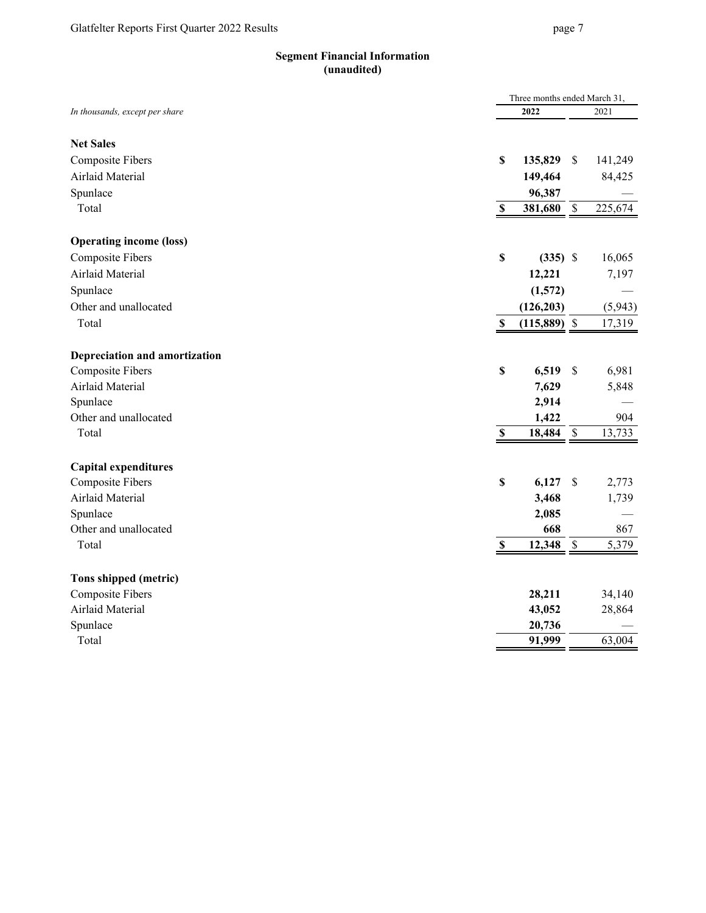## Segment Financial Information
### (unaudited)

| *In thousands, except per share* | Three months ended March 31, 2022 | 2021 |
|---|---|---|
| **Net Sales** | | |
| Composite Fibers | **$ 135,829** | $ 141,249 |
| Airlaid Material | **149,464** | 84,425 |
| Spunlace | **96,387** | — |
| Total | **$ 381,680** | $ 225,674 |
| **Operating income (loss)** | | |
| Composite Fibers | **$ (335)** | $ 16,065 |
| Airlaid Material | **12,221** | 7,197 |
| Spunlace | **(1,572)** | — |
| Other and unallocated | **(126,203)** | (5,943) |
| Total | **$ (115,889)** | $ 17,319 |
| **Depreciation and amortization** | | |
| Composite Fibers | **$ 6,519** | $ 6,981 |
| Airlaid Material | **7,629** | 5,848 |
| Spunlace | **2,914** | — |
| Other and unallocated | **1,422** | 904 |
| Total | **$ 18,484** | $ 13,733 |
| **Capital expenditures** | | |
| Composite Fibers | **$ 6,127** | $ 2,773 |
| Airlaid Material | **3,468** | 1,739 |
| Spunlace | **2,085** | — |
| Other and unallocated | **668** | 867 |
| Total | **$ 12,348** | $ 5,379 |
| **Tons shipped (metric)** | | |
| Composite Fibers | **28,211** | 34,140 |
| Airlaid Material | **43,052** | 28,864 |
| Spunlace | **20,736** | — |
| Total | **91,999** | 63,004 |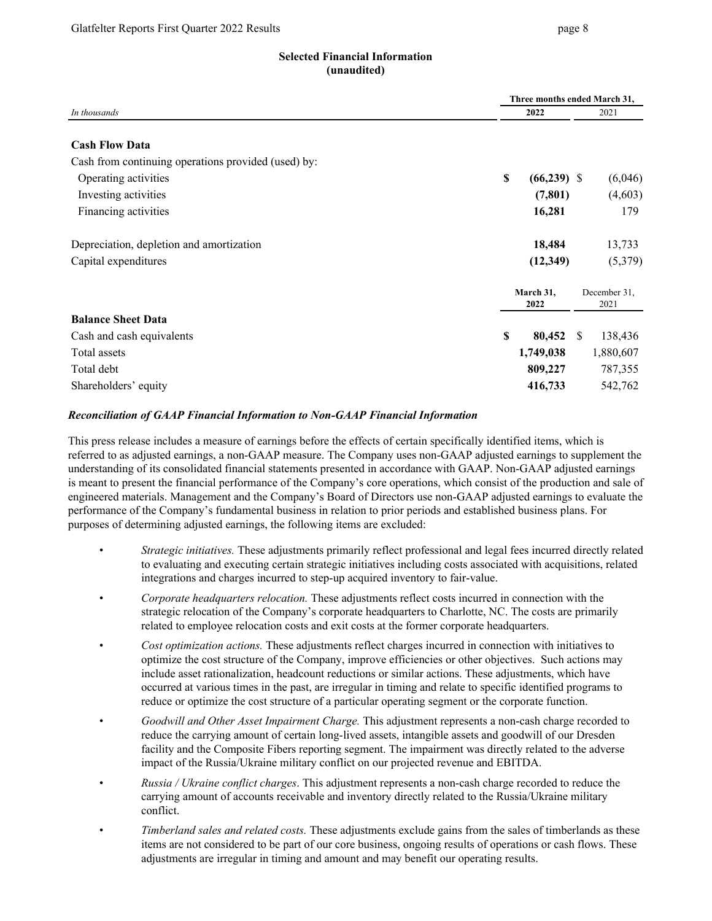### Selected Financial Information
### (unaudited)

| *In thousands* | Three months ended March 31, 2022 | 2021 |
|---|---|---|
| **Cash Flow Data** | | |
| Cash from continuing operations provided (used) by: | | |
| Operating activities | **$ (66,239)** | $ (6,046) |
| Investing activities | **(7,801)** | (4,603) |
| Financing activities | **16,281** | 179 |
| Depreciation, depletion and amortization | **18,484** | 13,733 |
| Capital expenditures | **(12,349)** | (5,379) |
| | **March 31, 2022** | December 31, 2021 |
| **Balance Sheet Data** | | |
| Cash and cash equivalents | **$ 80,452** | $ 138,436 |
| Total assets | **1,749,038** | 1,880,607 |
| Total debt | **809,227** | 787,355 |
| Shareholders' equity | **416,733** | 542,762 |

***Reconciliation of GAAP Financial Information to Non-GAAP Financial Information***

This press release includes a measure of earnings before the effects of certain specifically identified items, which is referred to as adjusted earnings, a non-GAAP measure. The Company uses non-GAAP adjusted earnings to supplement the understanding of its consolidated financial statements presented in accordance with GAAP. Non-GAAP adjusted earnings is meant to present the financial performance of the Company's core operations, which consist of the production and sale of engineered materials. Management and the Company's Board of Directors use non-GAAP adjusted earnings to evaluate the performance of the Company's fundamental business in relation to prior periods and established business plans. For purposes of determining adjusted earnings, the following items are excluded:

- *Strategic initiatives.* These adjustments primarily reflect professional and legal fees incurred directly related to evaluating and executing certain strategic initiatives including costs associated with acquisitions, related integrations and charges incurred to step-up acquired inventory to fair-value.
- *Corporate headquarters relocation.* These adjustments reflect costs incurred in connection with the strategic relocation of the Company's corporate headquarters to Charlotte, NC. The costs are primarily related to employee relocation costs and exit costs at the former corporate headquarters.
- *Cost optimization actions.* These adjustments reflect charges incurred in connection with initiatives to optimize the cost structure of the Company, improve efficiencies or other objectives. Such actions may include asset rationalization, headcount reductions or similar actions. These adjustments, which have occurred at various times in the past, are irregular in timing and relate to specific identified programs to reduce or optimize the cost structure of a particular operating segment or the corporate function.
- *Goodwill and Other Asset Impairment Charge.* This adjustment represents a non-cash charge recorded to reduce the carrying amount of certain long-lived assets, intangible assets and goodwill of our Dresden facility and the Composite Fibers reporting segment. The impairment was directly related to the adverse impact of the Russia/Ukraine military conflict on our projected revenue and EBITDA.
- *Russia / Ukraine conflict charges*. This adjustment represents a non-cash charge recorded to reduce the carrying amount of accounts receivable and inventory directly related to the Russia/Ukraine military conflict.
- *Timberland sales and related costs.* These adjustments exclude gains from the sales of timberlands as these items are not considered to be part of our core business, ongoing results of operations or cash flows. These adjustments are irregular in timing and amount and may benefit our operating results.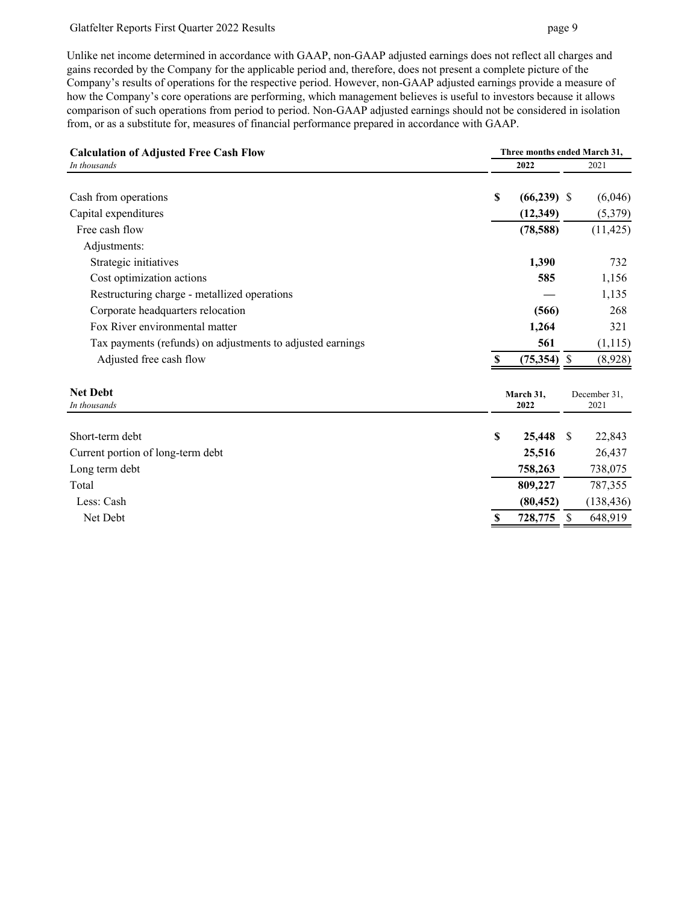Unlike net income determined in accordance with GAAP, non-GAAP adjusted earnings does not reflect all charges and gains recorded by the Company for the applicable period and, therefore, does not present a complete picture of the Company's results of operations for the respective period. However, non-GAAP adjusted earnings provide a measure of how the Company's core operations are performing, which management believes is useful to investors because it allows comparison of such operations from period to period. Non-GAAP adjusted earnings should not be considered in isolation from, or as a substitute for, measures of financial performance prepared in accordance with GAAP.

| **Calculation of Adjusted Free Cash Flow** | **Three months ended March 31,** | |
|---|---|---|
| *In thousands* | **2022** | 2021 |
| Cash from operations | **$ (66,239)** | $ (6,046) |
| Capital expenditures | **(12,349)** | (5,379) |
| Free cash flow | **(78,588)** | (11,425) |
| Adjustments: | | |
| Strategic initiatives | **1,390** | 732 |
| Cost optimization actions | **585** | 1,156 |
| Restructuring charge - metallized operations | **—** | 1,135 |
| Corporate headquarters relocation | **(566)** | 268 |
| Fox River environmental matter | **1,264** | 321 |
| Tax payments (refunds) on adjustments to adjusted earnings | **561** | (1,115) |
| Adjusted free cash flow | **$ (75,354)** | $ (8,928) |

| **Net Debt** | **March 31, 2022** | December 31, 2021 |
|---|---|---|
| *In thousands* | | |
| Short-term debt | **$ 25,448** | $ 22,843 |
| Current portion of long-term debt | **25,516** | 26,437 |
| Long term debt | **758,263** | 738,075 |
| Total | **809,227** | 787,355 |
| Less: Cash | **(80,452)** | (138,436) |
| Net Debt | **$ 728,775** | $ 648,919 |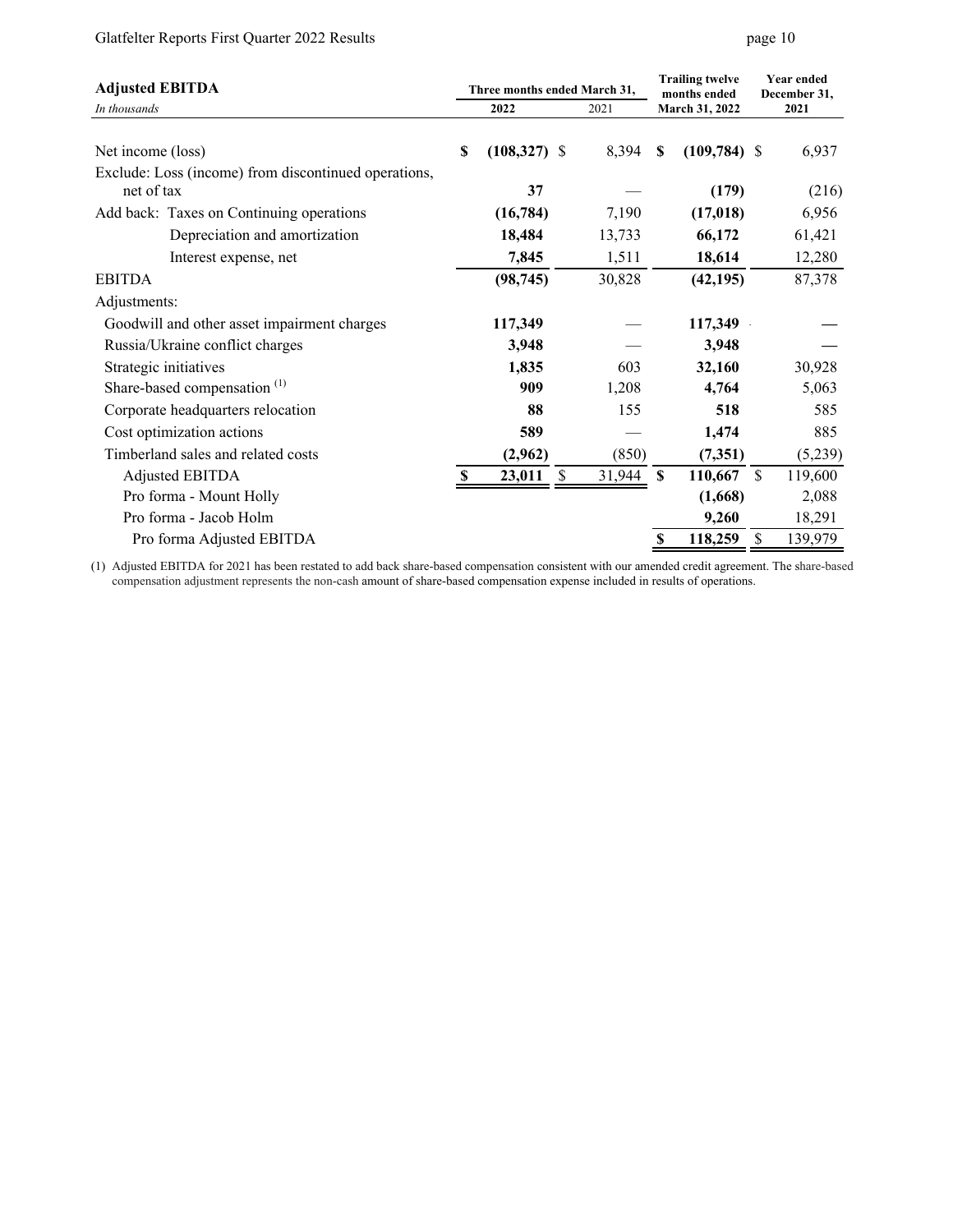| **Adjusted EBITDA** *In thousands* | Three months ended March 31, 2022 | Three months ended March 31, 2021 | Trailing twelve months ended March 31, 2022 | Year ended December 31, 2021 |
|---|---|---|---|---|
| Net income (loss) | **$ (108,327)** | $ 8,394 | **$ (109,784)** | $ 6,937 |
| Exclude: Loss (income) from discontinued operations, net of tax | **37** | — | **(179)** | (216) |
| Add back: Taxes on Continuing operations | **(16,784)** | 7,190 | **(17,018)** | 6,956 |
| Depreciation and amortization | **18,484** | 13,733 | **66,172** | 61,421 |
| Interest expense, net | **7,845** | 1,511 | **18,614** | 12,280 |
| EBITDA | **(98,745)** | 30,828 | **(42,195)** | 87,378 |
| Adjustments: | | | | |
| Goodwill and other asset impairment charges | **117,349** | — | **117,349** | — |
| Russia/Ukraine conflict charges | **3,948** | — | **3,948** | — |
| Strategic initiatives | **1,835** | 603 | **32,160** | 30,928 |
| Share-based compensation [1] | **909** | 1,208 | **4,764** | 5,063 |
| Corporate headquarters relocation | **88** | 155 | **518** | 585 |
| Cost optimization actions | **589** | — | **1,474** | 885 |
| Timberland sales and related costs | **(2,962)** | (850) | **(7,351)** | (5,239) |
| Adjusted EBITDA | **$ 23,011** | $ 31,944 | **$ 110,667** | $ 119,600 |
| Pro forma - Mount Holly | | | **(1,668)** | 2,088 |
| Pro forma - Jacob Holm | | | **9,260** | 18,291 |
| Pro forma Adjusted EBITDA | | | **$ 118,259** | $ 139,979 |

(1) Adjusted EBITDA for 2021 has been restated to add back share-based compensation consistent with our amended credit agreement. The share-based compensation adjustment represents the non-cash amount of share-based compensation expense included in results of operations.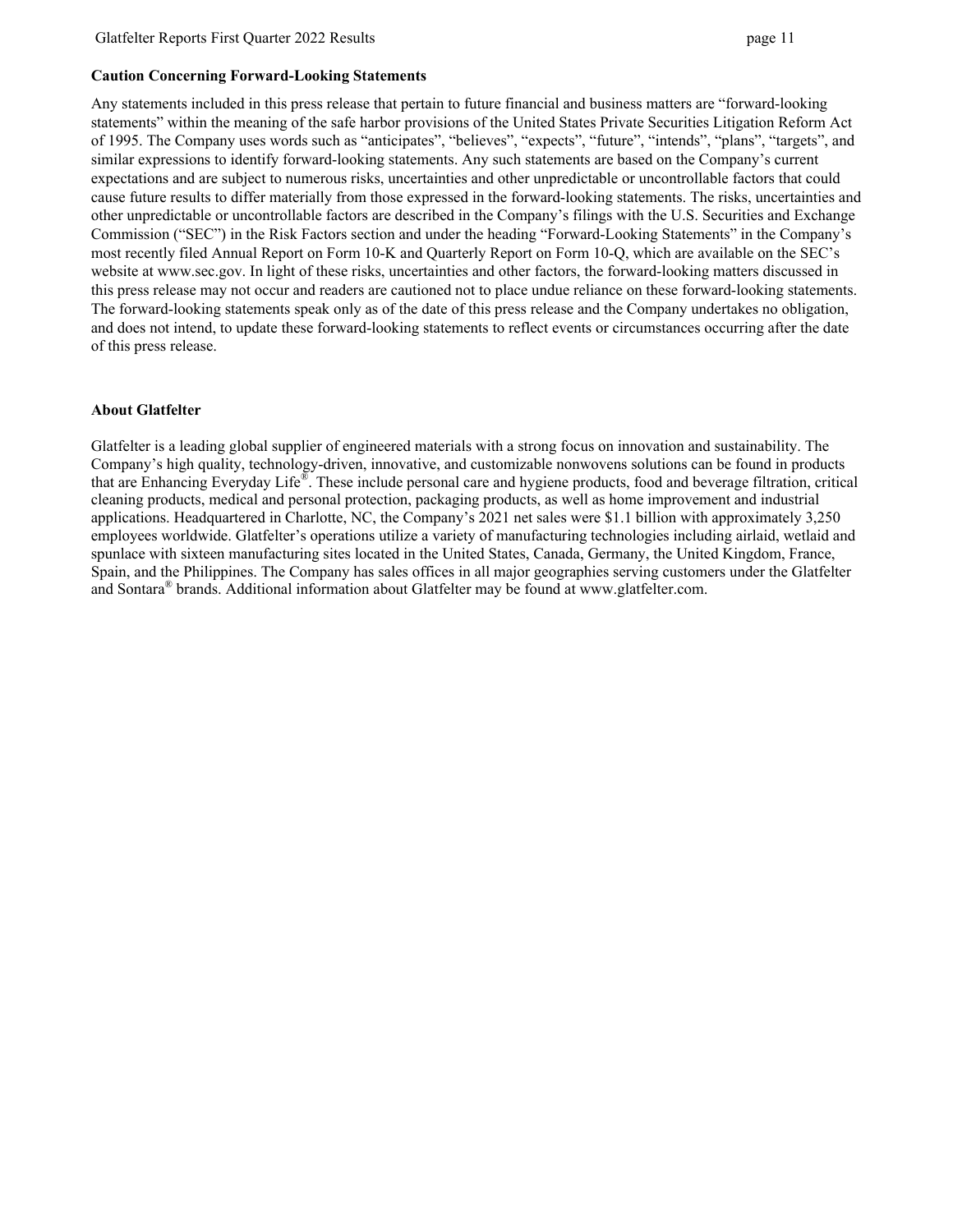**Caution Concerning Forward-Looking Statements**

Any statements included in this press release that pertain to future financial and business matters are "forward-looking statements" within the meaning of the safe harbor provisions of the United States Private Securities Litigation Reform Act of 1995. The Company uses words such as "anticipates", "believes", "expects", "future", "intends", "plans", "targets", and similar expressions to identify forward-looking statements. Any such statements are based on the Company's current expectations and are subject to numerous risks, uncertainties and other unpredictable or uncontrollable factors that could cause future results to differ materially from those expressed in the forward-looking statements. The risks, uncertainties and other unpredictable or uncontrollable factors are described in the Company's filings with the U.S. Securities and Exchange Commission ("SEC") in the Risk Factors section and under the heading "Forward-Looking Statements" in the Company's most recently filed Annual Report on Form 10-K and Quarterly Report on Form 10-Q, which are available on the SEC's website at www.sec.gov. In light of these risks, uncertainties and other factors, the forward-looking matters discussed in this press release may not occur and readers are cautioned not to place undue reliance on these forward-looking statements. The forward-looking statements speak only as of the date of this press release and the Company undertakes no obligation, and does not intend, to update these forward-looking statements to reflect events or circumstances occurring after the date of this press release.

**About Glatfelter**

Glatfelter is a leading global supplier of engineered materials with a strong focus on innovation and sustainability. The Company's high quality, technology-driven, innovative, and customizable nonwovens solutions can be found in products that are Enhancing Everyday Life®. These include personal care and hygiene products, food and beverage filtration, critical cleaning products, medical and personal protection, packaging products, as well as home improvement and industrial applications. Headquartered in Charlotte, NC, the Company's 2021 net sales were $1.1 billion with approximately 3,250 employees worldwide. Glatfelter's operations utilize a variety of manufacturing technologies including airlaid, wetlaid and spunlace with sixteen manufacturing sites located in the United States, Canada, Germany, the United Kingdom, France, Spain, and the Philippines. The Company has sales offices in all major geographies serving customers under the Glatfelter and Sontara® brands. Additional information about Glatfelter may be found at www.glatfelter.com.